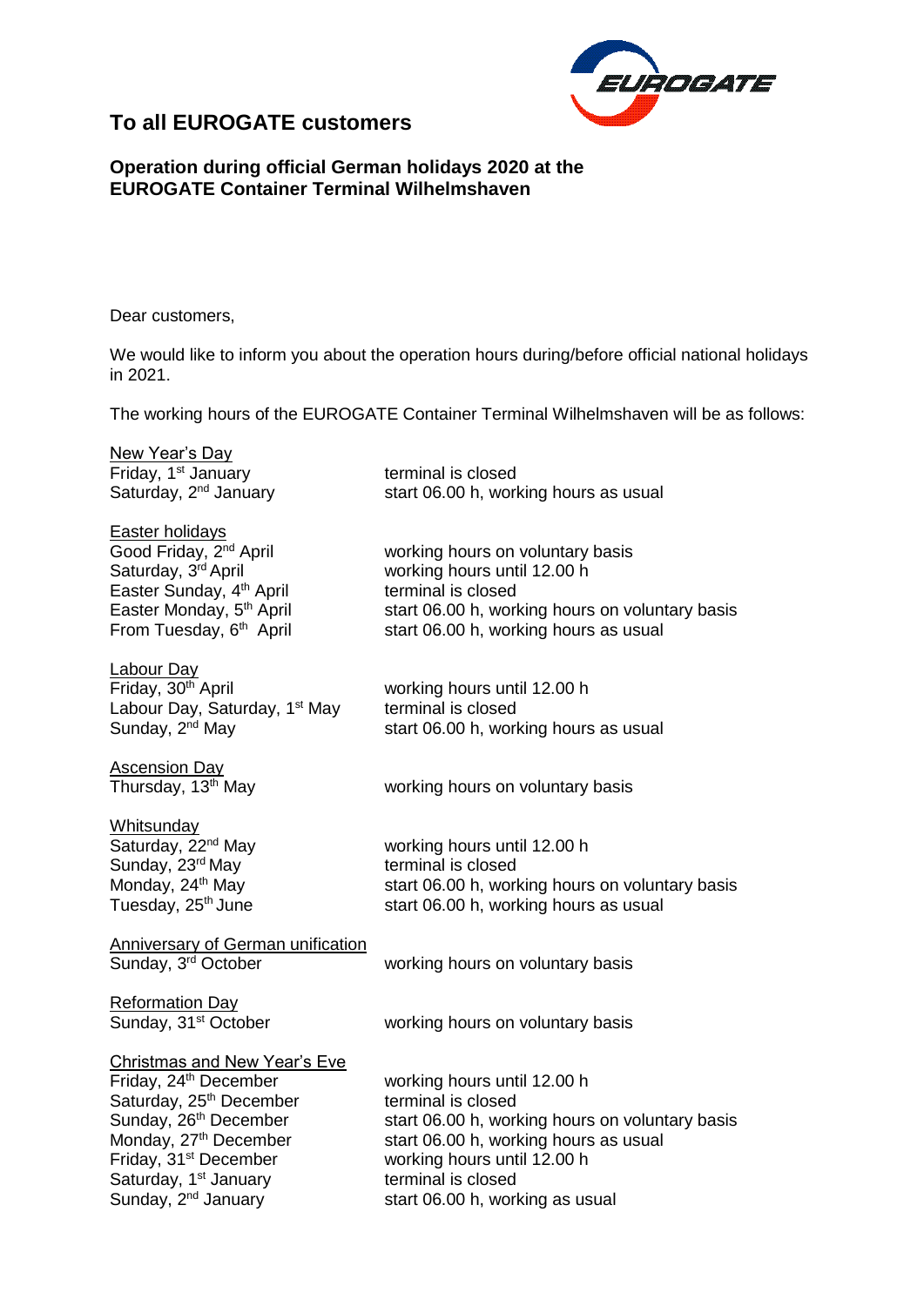EUROGATE

# To all EUROGATE customers

## Operation during official German holidays 2020 at the EUROGATE Container Terminal Wilhelmshaven

Dear customers,

We would like to inform you about the operation hours during/before official national holidays in 2021.

The working hours of the EUROGATE Container Terminal Wilhelmshaven will be as follows:

<u>New Year's Day</u>

| | |
|---|---|
| Friday, 1st January | terminal is closed |
| Saturday, 2nd January | start 06.00 h, working hours as usual |

<u>Easter holidays</u>

| | |
|---|---|
| Good Friday, 2nd April | working hours on voluntary basis |
| Saturday, 3rd April | working hours until 12.00 h |
| Easter Sunday, 4th April | terminal is closed |
| Easter Monday, 5th April | start 06.00 h, working hours on voluntary basis |
| From Tuesday, 6th April | start 06.00 h, working hours as usual |

<u>Labour Day</u>

| | |
|---|---|
| Friday, 30th April | working hours until 12.00 h |
| Labour Day, Saturday, 1st May | terminal is closed |
| Sunday, 2nd May | start 06.00 h, working hours as usual |

<u>Ascension Day</u>

| | |
|---|---|
| Thursday, 13th May | working hours on voluntary basis |

<u>Whitsunday</u>

| | |
|---|---|
| Saturday, 22nd May | working hours until 12.00 h |
| Sunday, 23rd May | terminal is closed |
| Monday, 24th May | start 06.00 h, working hours on voluntary basis |
| Tuesday, 25th June | start 06.00 h, working hours as usual |

<u>Anniversary of German unification</u>

| | |
|---|---|
| Sunday, 3rd October | working hours on voluntary basis |

<u>Reformation Day</u>

| | |
|---|---|
| Sunday, 31st October | working hours on voluntary basis |

<u>Christmas and New Year's Eve</u>

| | |
|---|---|
| Friday, 24th December | working hours until 12.00 h |
| Saturday, 25th December | terminal is closed |
| Sunday, 26th December | start 06.00 h, working hours on voluntary basis |
| Monday, 27th December | start 06.00 h, working hours as usual |
| Friday, 31st December | working hours until 12.00 h |
| Saturday, 1st January | terminal is closed |
| Sunday, 2nd January | start 06.00 h, working as usual |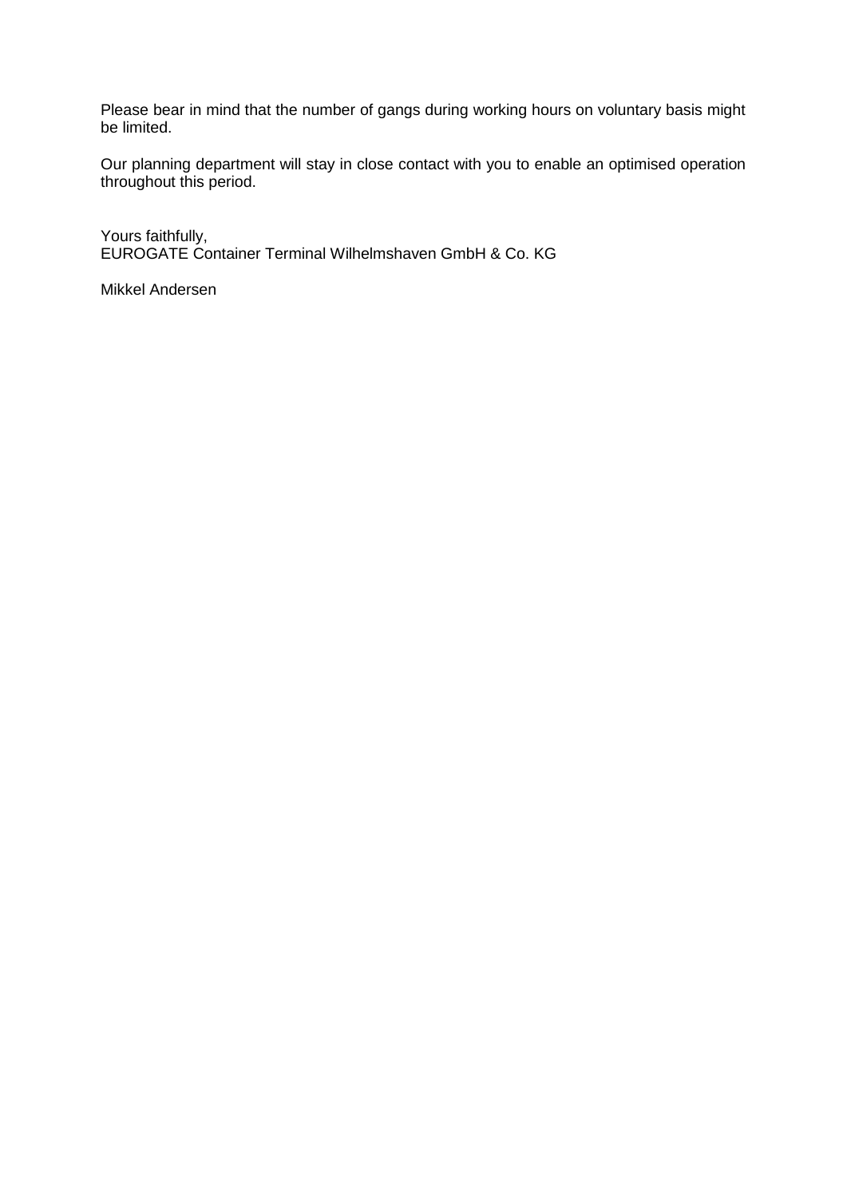Please bear in mind that the number of gangs during working hours on voluntary basis might be limited.

Our planning department will stay in close contact with you to enable an optimised operation throughout this period.

Yours faithfully,
EUROGATE Container Terminal Wilhelmshaven GmbH & Co. KG

Mikkel Andersen